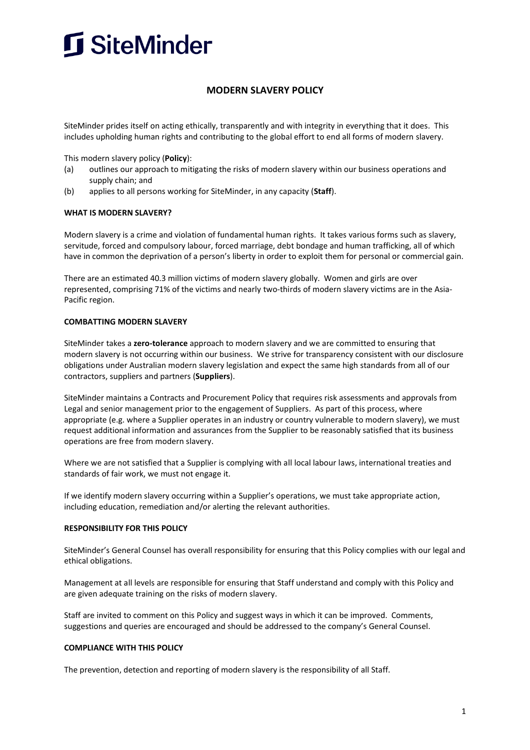SiteMinder

# MODERN SLAVERY POLICY

SiteMinder prides itself on acting ethically, transparently and with integrity in everything that it does. This includes upholding human rights and contributing to the global effort to end all forms of modern slavery.

This modern slavery policy (**Policy**):

(a) outlines our approach to mitigating the risks of modern slavery within our business operations and supply chain; and

(b) applies to all persons working for SiteMinder, in any capacity (**Staff**).

## WHAT IS MODERN SLAVERY?

Modern slavery is a crime and violation of fundamental human rights. It takes various forms such as slavery, servitude, forced and compulsory labour, forced marriage, debt bondage and human trafficking, all of which have in common the deprivation of a person's liberty in order to exploit them for personal or commercial gain.

There are an estimated 40.3 million victims of modern slavery globally. Women and girls are over represented, comprising 71% of the victims and nearly two-thirds of modern slavery victims are in the Asia-Pacific region.

## COMBATTING MODERN SLAVERY

SiteMinder takes a **zero-tolerance** approach to modern slavery and we are committed to ensuring that modern slavery is not occurring within our business. We strive for transparency consistent with our disclosure obligations under Australian modern slavery legislation and expect the same high standards from all of our contractors, suppliers and partners (**Suppliers**).

SiteMinder maintains a Contracts and Procurement Policy that requires risk assessments and approvals from Legal and senior management prior to the engagement of Suppliers. As part of this process, where appropriate (e.g. where a Supplier operates in an industry or country vulnerable to modern slavery), we must request additional information and assurances from the Supplier to be reasonably satisfied that its business operations are free from modern slavery.

Where we are not satisfied that a Supplier is complying with all local labour laws, international treaties and standards of fair work, we must not engage it.

If we identify modern slavery occurring within a Supplier's operations, we must take appropriate action, including education, remediation and/or alerting the relevant authorities.

## RESPONSIBILITY FOR THIS POLICY

SiteMinder's General Counsel has overall responsibility for ensuring that this Policy complies with our legal and ethical obligations.

Management at all levels are responsible for ensuring that Staff understand and comply with this Policy and are given adequate training on the risks of modern slavery.

Staff are invited to comment on this Policy and suggest ways in which it can be improved. Comments, suggestions and queries are encouraged and should be addressed to the company's General Counsel.

## COMPLIANCE WITH THIS POLICY

The prevention, detection and reporting of modern slavery is the responsibility of all Staff.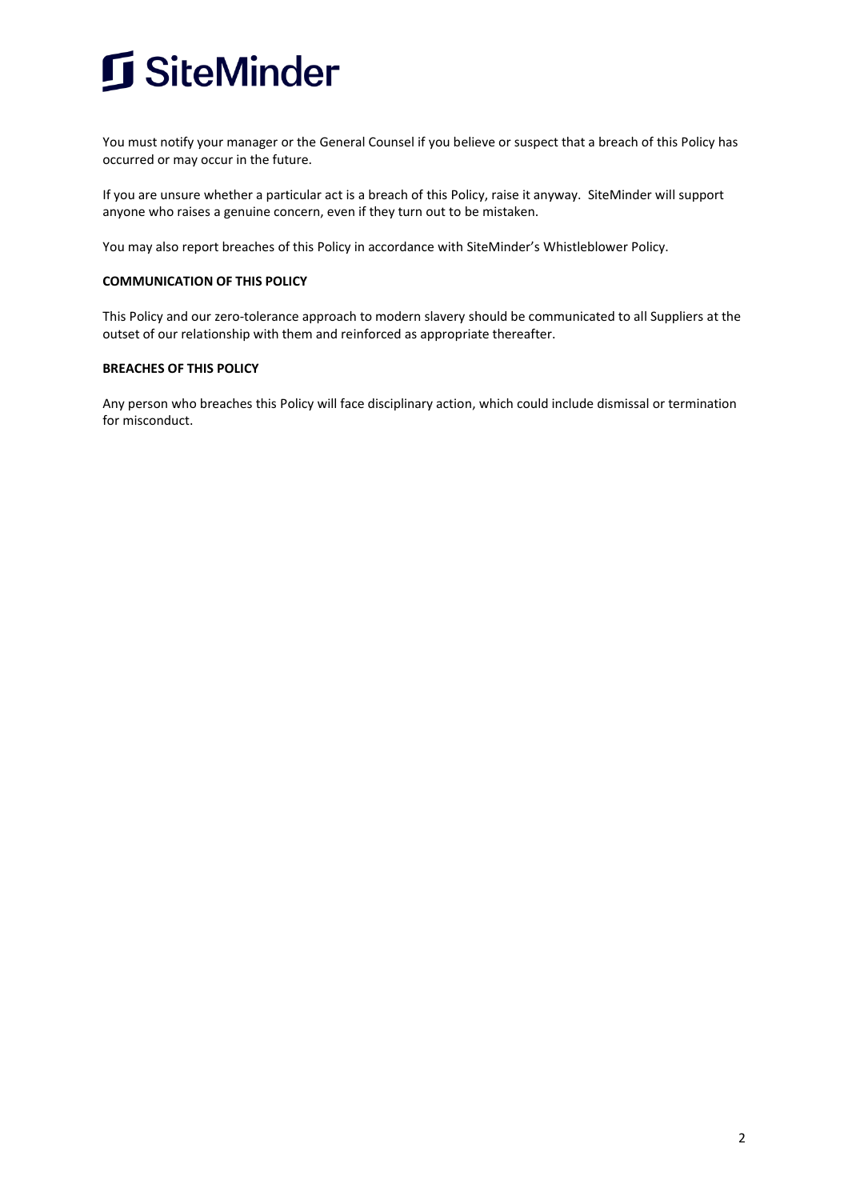You must notify your manager or the General Counsel if you believe or suspect that a breach of this Policy has occurred or may occur in the future.

If you are unsure whether a particular act is a breach of this Policy, raise it anyway. SiteMinder will support anyone who raises a genuine concern, even if they turn out to be mistaken.

You may also report breaches of this Policy in accordance with SiteMinder's Whistleblower Policy.

**COMMUNICATION OF THIS POLICY**

This Policy and our zero-tolerance approach to modern slavery should be communicated to all Suppliers at the outset of our relationship with them and reinforced as appropriate thereafter.

**BREACHES OF THIS POLICY**

Any person who breaches this Policy will face disciplinary action, which could include dismissal or termination for misconduct.